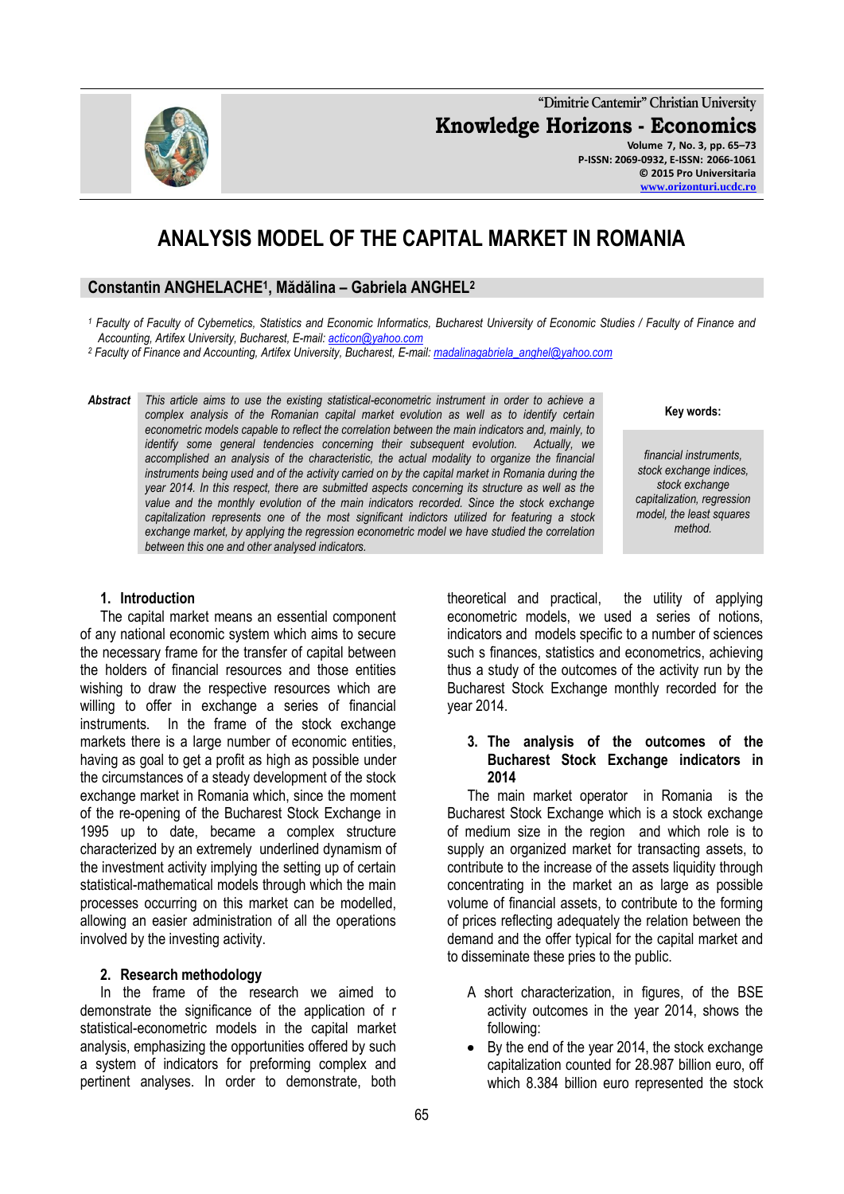# ANALYSIS MODEL OF THE CAPITAL MARKET IN ROMANIA

**Constantin ANGHELACHE[1], Mădălina – Gabriela ANGHEL[2]**

*[1] Faculty of Faculty of Cybernetics, Statistics and Economic Informatics, Bucharest University of Economic Studies / Faculty of Finance and Accounting, Artifex University, Bucharest, E-mail: acticon@yahoo.com*

*[2] Faculty of Finance and Accounting, Artifex University, Bucharest, E-mail: madalinagabriela_anghel@yahoo.com*

**Abstract** *This article aims to use the existing statistical-econometric instrument in order to achieve a complex analysis of the Romanian capital market evolution as well as to identify certain econometric models capable to reflect the correlation between the main indicators and, mainly, to identify some general tendencies concerning their subsequent evolution. Actually, we accomplished an analysis of the characteristic, the actual modality to organize the financial instruments being used and of the activity carried on by the capital market in Romania during the year 2014. In this respect, there are submitted aspects concerning its structure as well as the value and the monthly evolution of the main indicators recorded. Since the stock exchange capitalization represents one of the most significant indictors utilized for featuring a stock exchange market, by applying the regression econometric model we have studied the correlation between this one and other analysed indicators.*

**Key words:**

*financial instruments, stock exchange indices, stock exchange capitalization, regression model, the least squares method.*

## 1. Introduction

The capital market means an essential component of any national economic system which aims to secure the necessary frame for the transfer of capital between the holders of financial resources and those entities wishing to draw the respective resources which are willing to offer in exchange a series of financial instruments. In the frame of the stock exchange markets there is a large number of economic entities, having as goal to get a profit as high as possible under the circumstances of a steady development of the stock exchange market in Romania which, since the moment of the re-opening of the Bucharest Stock Exchange in 1995 up to date, became a complex structure characterized by an extremely underlined dynamism of the investment activity implying the setting up of certain statistical-mathematical models through which the main processes occurring on this market can be modelled, allowing an easier administration of all the operations involved by the investing activity.

## 2. Research methodology

In the frame of the research we aimed to demonstrate the significance of the application of r statistical-econometric models in the capital market analysis, emphasizing the opportunities offered by such a system of indicators for preforming complex and pertinent analyses. In order to demonstrate, both theoretical and practical, the utility of applying econometric models, we used a series of notions, indicators and models specific to a number of sciences such s finances, statistics and econometrics, achieving thus a study of the outcomes of the activity run by the Bucharest Stock Exchange monthly recorded for the year 2014.

## 3. The analysis of the outcomes of the Bucharest Stock Exchange indicators in 2014

The main market operator in Romania is the Bucharest Stock Exchange which is a stock exchange of medium size in the region and which role is to supply an organized market for transacting assets, to contribute to the increase of the assets liquidity through concentrating in the market an as large as possible volume of financial assets, to contribute to the forming of prices reflecting adequately the relation between the demand and the offer typical for the capital market and to disseminate these pries to the public.

A short characterization, in figures, of the BSE activity outcomes in the year 2014, shows the following:

- By the end of the year 2014, the stock exchange capitalization counted for 28.987 billion euro, off which 8.384 billion euro represented the stock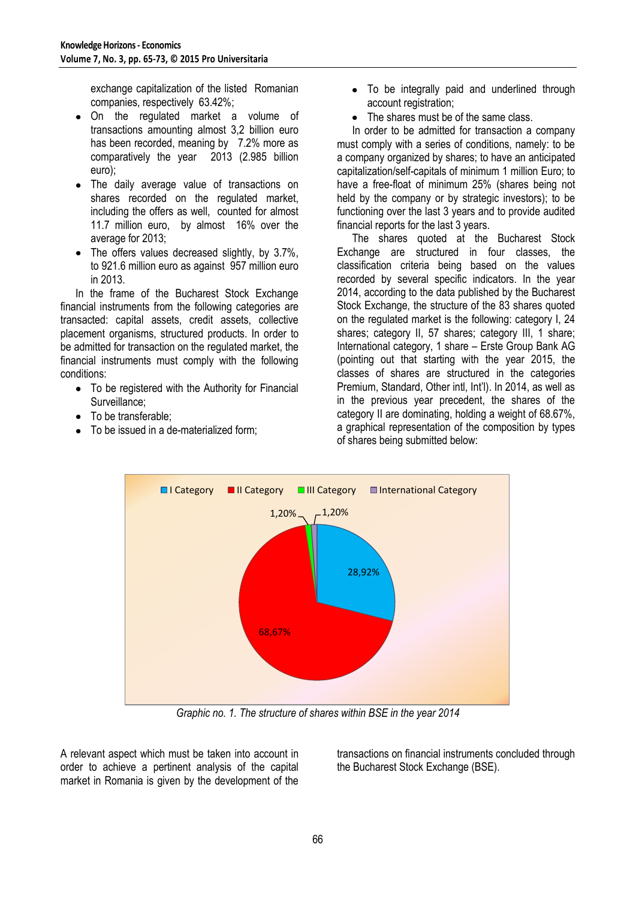exchange capitalization of the listed Romanian companies, respectively 63.42%;

- On the regulated market a volume of transactions amounting almost 3,2 billion euro has been recorded, meaning by 7.2% more as comparatively the year 2013 (2.985 billion euro);
- The daily average value of transactions on shares recorded on the regulated market, including the offers as well, counted for almost 11.7 million euro, by almost 16% over the average for 2013;
- The offers values decreased slightly, by 3.7%, to 921.6 million euro as against 957 million euro in 2013.

In the frame of the Bucharest Stock Exchange financial instruments from the following categories are transacted: capital assets, credit assets, collective placement organisms, structured products. In order to be admitted for transaction on the regulated market, the financial instruments must comply with the following conditions:

- To be registered with the Authority for Financial Surveillance;
- To be transferable;
- To be issued in a de-materialized form;
- To be integrally paid and underlined through account registration;
- The shares must be of the same class.

In order to be admitted for transaction a company must comply with a series of conditions, namely: to be a company organized by shares; to have an anticipated capitalization/self-capitals of minimum 1 million Euro; to have a free-float of minimum 25% (shares being not held by the company or by strategic investors); to be functioning over the last 3 years and to provide audited financial reports for the last 3 years.

The shares quoted at the Bucharest Stock Exchange are structured in four classes, the classification criteria being based on the values recorded by several specific indicators. In the year 2014, according to the data published by the Bucharest Stock Exchange, the structure of the 83 shares quoted on the regulated market is the following: category I, 24 shares; category II, 57 shares; category III, 1 share; International category, 1 share – Erste Group Bank AG (pointing out that starting with the year 2015, the classes of shares are structured in the categories Premium, Standard, Other intl, Int'l). In 2014, as well as in the previous year precedent, the shares of the category II are dominating, holding a weight of 68.67%, a graphical representation of the composition by types of shares being submitted below:

*Graphic no. 1. The structure of shares within BSE in the year 2014*

A relevant aspect which must be taken into account in order to achieve a pertinent analysis of the capital market in Romania is given by the development of the transactions on financial instruments concluded through the Bucharest Stock Exchange (BSE).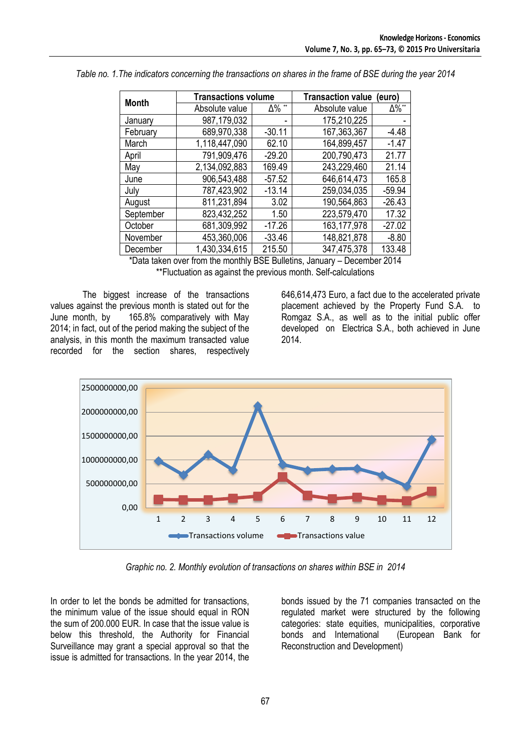*Table no. 1.The indicators concerning the transactions on shares in the frame of BSE during the year 2014*

| Month | Transactions volume | | Transaction value (euro) | |
|---|---|---|---|---|
| | Absolute value | Δ% ** | Absolute value | Δ%** |
| January | 987,179,032 | - | 175,210,225 | - |
| February | 689,970,338 | -30.11 | 167,363,367 | -4.48 |
| March | 1,118,447,090 | 62.10 | 164,899,457 | -1.47 |
| April | 791,909,476 | -29.20 | 200,790,473 | 21.77 |
| May | 2,134,092,883 | 169.49 | 243,229,460 | 21.14 |
| June | 906,543,488 | -57.52 | 646,614,473 | 165.8 |
| July | 787,423,902 | -13.14 | 259,034,035 | -59.94 |
| August | 811,231,894 | 3.02 | 190,564,863 | -26.43 |
| September | 823,432,252 | 1.50 | 223,579,470 | 17.32 |
| October | 681,309,992 | -17.26 | 163,177,978 | -27.02 |
| November | 453,360,006 | -33.46 | 148,821,878 | -8.80 |
| December | 1,430,334,615 | 215.50 | 347,475,378 | 133.48 |

*Data taken over from the monthly BSE Bulletins, January – December 2014

**Fluctuation as against the previous month. Self-calculations

The biggest increase of the transactions values against the previous month is stated out for the June month, by 165.8% comparatively with May 2014; in fact, out of the period making the subject of the analysis, in this month the maximum transacted value recorded for the section shares, respectively 646,614,473 Euro, a fact due to the accelerated private placement achieved by the Property Fund S.A. to Romgaz S.A., as well as to the initial public offer developed on Electrica S.A., both achieved in June 2014.

*Graphic no. 2. Monthly evolution of transactions on shares within BSE in 2014*

In order to let the bonds be admitted for transactions, the minimum value of the issue should equal in RON the sum of 200.000 EUR. In case that the issue value is below this threshold, the Authority for Financial Surveillance may grant a special approval so that the issue is admitted for transactions. In the year 2014, the bonds issued by the 71 companies transacted on the regulated market were structured by the following categories: state equities, municipalities, corporative bonds and International (European Bank for Reconstruction and Development)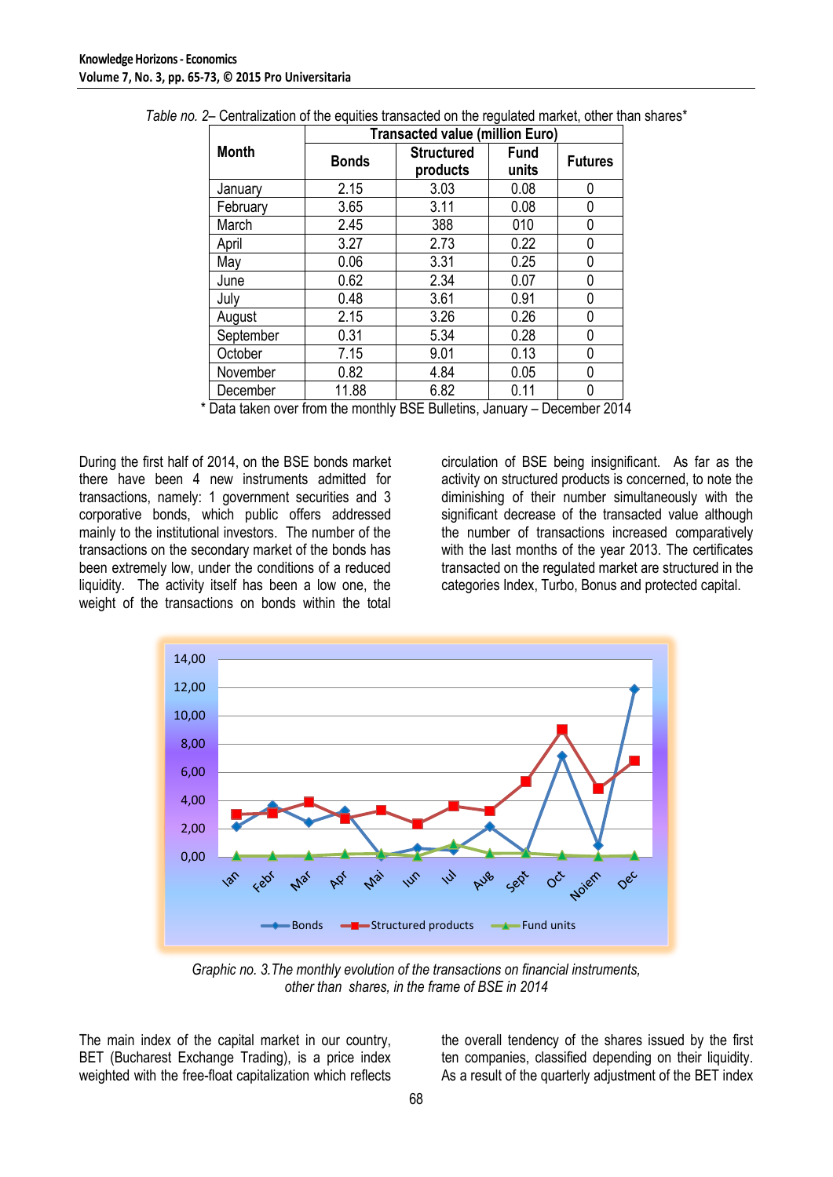*Table no. 2*– Centralization of the equities transacted on the regulated market, other than shares*

| Month | Transacted value (million Euro) | | | |
|---|---|---|---|---|
| | Bonds | Structured products | Fund units | Futures |
| January | 2.15 | 3.03 | 0.08 | 0 |
| February | 3.65 | 3.11 | 0.08 | 0 |
| March | 2.45 | 388 | 010 | 0 |
| April | 3.27 | 2.73 | 0.22 | 0 |
| May | 0.06 | 3.31 | 0.25 | 0 |
| June | 0.62 | 2.34 | 0.07 | 0 |
| July | 0.48 | 3.61 | 0.91 | 0 |
| August | 2.15 | 3.26 | 0.26 | 0 |
| September | 0.31 | 5.34 | 0.28 | 0 |
| October | 7.15 | 9.01 | 0.13 | 0 |
| November | 0.82 | 4.84 | 0.05 | 0 |
| December | 11.88 | 6.82 | 0.11 | 0 |

* Data taken over from the monthly BSE Bulletins, January – December 2014

During the first half of 2014, on the BSE bonds market there have been 4 new instruments admitted for transactions, namely: 1 government securities and 3 corporative bonds, which public offers addressed mainly to the institutional investors. The number of the transactions on the secondary market of the bonds has been extremely low, under the conditions of a reduced liquidity. The activity itself has been a low one, the weight of the transactions on bonds within the total circulation of BSE being insignificant. As far as the activity on structured products is concerned, to note the diminishing of their number simultaneously with the significant decrease of the transacted value although the number of transactions increased comparatively with the last months of the year 2013. The certificates transacted on the regulated market are structured in the categories Index, Turbo, Bonus and protected capital.

*Graphic no. 3.The monthly evolution of the transactions on financial instruments, other than shares, in the frame of BSE in 2014*

The main index of the capital market in our country, BET (Bucharest Exchange Trading), is a price index weighted with the free-float capitalization which reflects the overall tendency of the shares issued by the first ten companies, classified depending on their liquidity. As a result of the quarterly adjustment of the BET index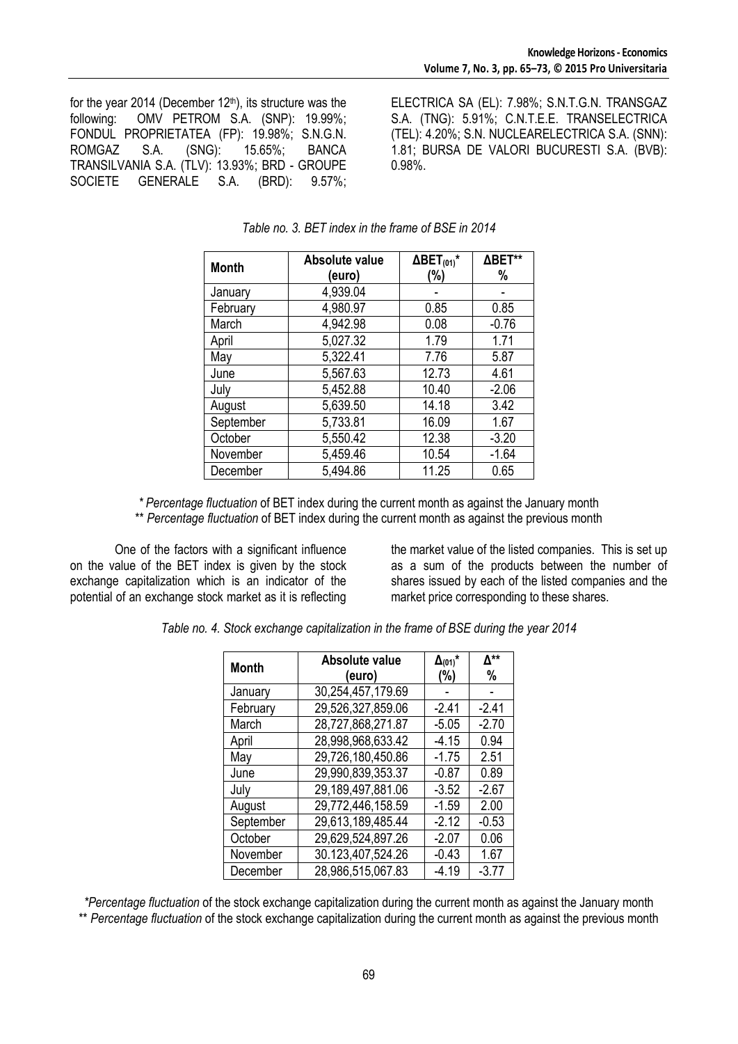for the year 2014 (December 12th), its structure was the following: OMV PETROM S.A. (SNP): 19.99%; FONDUL PROPRIETATEA (FP): 19.98%; S.N.G.N. ROMGAZ S.A. (SNG): 15.65%; BANCA TRANSILVANIA S.A. (TLV): 13.93%; BRD - GROUPE SOCIETE GENERALE S.A. (BRD): 9.57%; ELECTRICA SA (EL): 7.98%; S.N.T.G.N. TRANSGAZ S.A. (TNG): 5.91%; C.N.T.E.E. TRANSELECTRICA (TEL): 4.20%; S.N. NUCLEARELECTRICA S.A. (SNN): 1.81; BURSA DE VALORI BUCURESTI S.A. (BVB): 0.98%.

*Table no. 3. BET index in the frame of BSE in 2014*

| Month | Absolute value (euro) | $\Delta BET_{(01)}$* (%) | ΔBET** % |
|---|---|---|---|
| January | 4,939.04 | - | - |
| February | 4,980.97 | 0.85 | 0.85 |
| March | 4,942.98 | 0.08 | -0.76 |
| April | 5,027.32 | 1.79 | 1.71 |
| May | 5,322.41 | 7.76 | 5.87 |
| June | 5,567.63 | 12.73 | 4.61 |
| July | 5,452.88 | 10.40 | -2.06 |
| August | 5,639.50 | 14.18 | 3.42 |
| September | 5,733.81 | 16.09 | 1.67 |
| October | 5,550.42 | 12.38 | -3.20 |
| November | 5,459.46 | 10.54 | -1.64 |
| December | 5,494.86 | 11.25 | 0.65 |

\* *Percentage fluctuation* of BET index during the current month as against the January month
\*\* *Percentage fluctuation* of BET index during the current month as against the previous month

One of the factors with a significant influence on the value of the BET index is given by the stock exchange capitalization which is an indicator of the potential of an exchange stock market as it is reflecting the market value of the listed companies. This is set up as a sum of the products between the number of shares issued by each of the listed companies and the market price corresponding to these shares.

*Table no. 4. Stock exchange capitalization in the frame of BSE during the year 2014*

| Month | Absolute value (euro) | $\Delta_{(01)}$* (%) | Δ** % |
|---|---|---|---|
| January | 30,254,457,179.69 | - | - |
| February | 29,526,327,859.06 | -2.41 | -2.41 |
| March | 28,727,868,271.87 | -5.05 | -2.70 |
| April | 28,998,968,633.42 | -4.15 | 0.94 |
| May | 29,726,180,450.86 | -1.75 | 2.51 |
| June | 29,990,839,353.37 | -0.87 | 0.89 |
| July | 29,189,497,881.06 | -3.52 | -2.67 |
| August | 29,772,446,158.59 | -1.59 | 2.00 |
| September | 29,613,189,485.44 | -2.12 | -0.53 |
| October | 29,629,524,897.26 | -2.07 | 0.06 |
| November | 30.123,407,524.26 | -0.43 | 1.67 |
| December | 28,986,515,067.83 | -4.19 | -3.77 |

\**Percentage fluctuation* of the stock exchange capitalization during the current month as against the January month
\*\* *Percentage fluctuation* of the stock exchange capitalization during the current month as against the previous month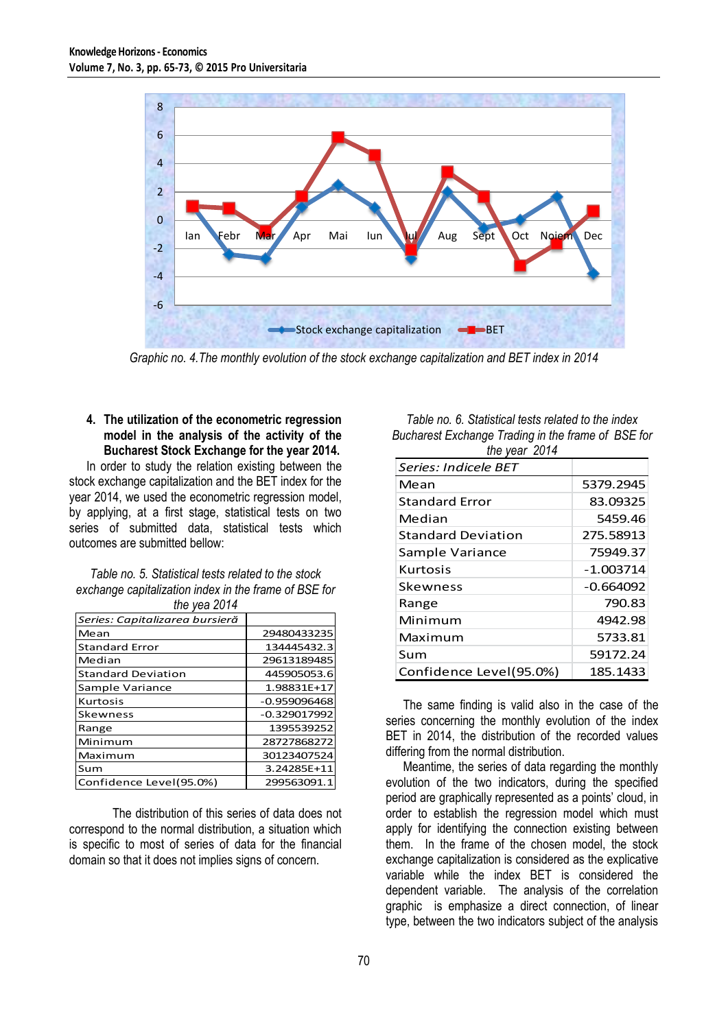Graphic no. 4.The monthly evolution of the stock exchange capitalization and BET index in 2014

### 4. The utilization of the econometric regression model in the analysis of the activity of the Bucharest Stock Exchange for the year 2014.

In order to study the relation existing between the stock exchange capitalization and the BET index for the year 2014, we used the econometric regression model, by applying, at a first stage, statistical tests on two series of submitted data, statistical tests which outcomes are submitted bellow:

*Table no. 5. Statistical tests related to the stock exchange capitalization index in the frame of BSE for the yea 2014*

| *Series: Capitalizarea bursieră* | |
|---|---|
| Mean | 29480433235 |
| Standard Error | 134445432.3 |
| Median | 29613189485 |
| Standard Deviation | 445905053.6 |
| Sample Variance | 1.98831E+17 |
| Kurtosis | -0.959096468 |
| Skewness | -0.329017992 |
| Range | 1395539252 |
| Minimum | 28727868272 |
| Maximum | 30123407524 |
| Sum | 3.24285E+11 |
| Confidence Level(95.0%) | 299563091.1 |

The distribution of this series of data does not correspond to the normal distribution, a situation which is specific to most of series of data for the financial domain so that it does not implies signs of concern.

*Table no. 6. Statistical tests related to the index Bucharest Exchange Trading in the frame of BSE for the year 2014*

| *Series: Indicele BET* | |
|---|---|
| Mean | 5379.2945 |
| Standard Error | 83.09325 |
| Median | 5459.46 |
| Standard Deviation | 275.58913 |
| Sample Variance | 75949.37 |
| Kurtosis | -1.003714 |
| Skewness | -0.664092 |
| Range | 790.83 |
| Minimum | 4942.98 |
| Maximum | 5733.81 |
| Sum | 59172.24 |
| Confidence Level(95.0%) | 185.1433 |

The same finding is valid also in the case of the series concerning the monthly evolution of the index BET in 2014, the distribution of the recorded values differing from the normal distribution.

Meantime, the series of data regarding the monthly evolution of the two indicators, during the specified period are graphically represented as a points' cloud, in order to establish the regression model which must apply for identifying the connection existing between them. In the frame of the chosen model, the stock exchange capitalization is considered as the explicative variable while the index BET is considered the dependent variable. The analysis of the correlation graphic is emphasize a direct connection, of linear type, between the two indicators subject of the analysis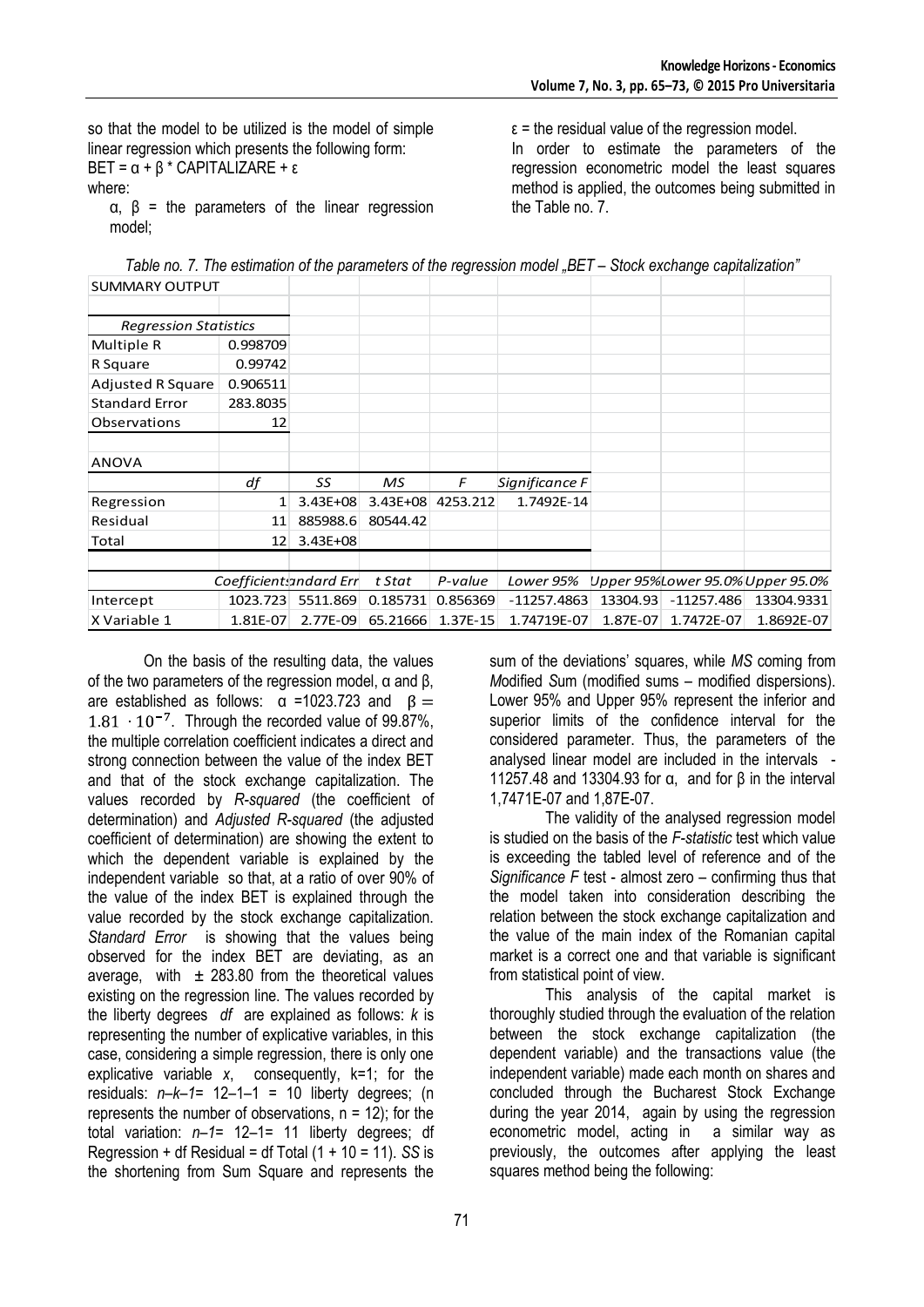so that the model to be utilized is the model of simple linear regression which presents the following form:

BET = α + β * CAPITALIZARE + ε

where:

α, β = the parameters of the linear regression model;

ε = the residual value of the regression model.

In order to estimate the parameters of the regression econometric model the least squares method is applied, the outcomes being submitted in the Table no. 7.

*Table no. 7. The estimation of the parameters of the regression model „BET – Stock exchange capitalization"*

| SUMMARY OUTPUT | | | | | | | | |
|---|---|---|---|---|---|---|---|---|
| | | | | | | | | |
| *Regression Statistics* | | | | | | | | |
| Multiple R | 0.998709 | | | | | | | |
| R Square | 0.99742 | | | | | | | |
| Adjusted R Square | 0.906511 | | | | | | | |
| Standard Error | 283.8035 | | | | | | | |
| Observations | 12 | | | | | | | |
| | | | | | | | | |
| ANOVA | | | | | | | | |
| | *df* | *SS* | *MS* | *F* | *Significance F* | | | |
| Regression | 1 | 3.43E+08 | 3.43E+08 | 4253.212 | 1.7492E-14 | | | |
| Residual | 11 | 885988.6 | 80544.42 | | | | | |
| Total | 12 | 3.43E+08 | | | | | | |
| | | | | | | | | |
| | *Coefficients* | *Standard Err* | *t Stat* | *P-value* | *Lower 95%* | *Upper 95%* | *Lower 95.0%* | *Upper 95.0%* |
| Intercept | 1023.723 | 5511.869 | 0.185731 | 0.856369 | -11257.4863 | 13304.93 | -11257.486 | 13304.9331 |
| X Variable 1 | 1.81E-07 | 2.77E-09 | 65.21666 | 1.37E-15 | 1.74719E-07 | 1.87E-07 | 1.7472E-07 | 1.8692E-07 |

On the basis of the resulting data, the values of the two parameters of the regression model, α and β, are established as follows: α =1023.723 and $\beta = 1.81 \cdot 10^{-7}$. Through the recorded value of 99.87%, the multiple correlation coefficient indicates a direct and strong connection between the value of the index BET and that of the stock exchange capitalization. The values recorded by *R-squared* (the coefficient of determination) and *Adjusted R-squared* (the adjusted coefficient of determination) are showing the extent to which the dependent variable is explained by the independent variable so that, at a ratio of over 90% of the value of the index BET is explained through the value recorded by the stock exchange capitalization. *Standard Error* is showing that the values being observed for the index BET are deviating, as an average, with ± 283.80 from the theoretical values existing on the regression line. The values recorded by the liberty degrees *df* are explained as follows: *k* is representing the number of explicative variables, in this case, considering a simple regression, there is only one explicative variable *x*, consequently, k=1; for the residuals: *n–k–1*= 12–1–1 = 10 liberty degrees; (n represents the number of observations, n = 12); for the total variation: *n–1*= 12–1= 11 liberty degrees; df Regression + df Residual = df Total (1 + 10 = 11). *SS* is the shortening from Sum Square and represents the sum of the deviations' squares, while *MS* coming from *M*odified *S*um (modified sums – modified dispersions). Lower 95% and Upper 95% represent the inferior and superior limits of the confidence interval for the considered parameter. Thus, the parameters of the analysed linear model are included in the intervals - 11257.48 and 13304.93 for α, and for β in the interval 1,7471E-07 and 1,87E-07.

The validity of the analysed regression model is studied on the basis of the *F-statistic* test which value is exceeding the tabled level of reference and of the *Significance F* test - almost zero – confirming thus that the model taken into consideration describing the relation between the stock exchange capitalization and the value of the main index of the Romanian capital market is a correct one and that variable is significant from statistical point of view.

This analysis of the capital market is thoroughly studied through the evaluation of the relation between the stock exchange capitalization (the dependent variable) and the transactions value (the independent variable) made each month on shares and concluded through the Bucharest Stock Exchange during the year 2014, again by using the regression econometric model, acting in a similar way as previously, the outcomes after applying the least squares method being the following: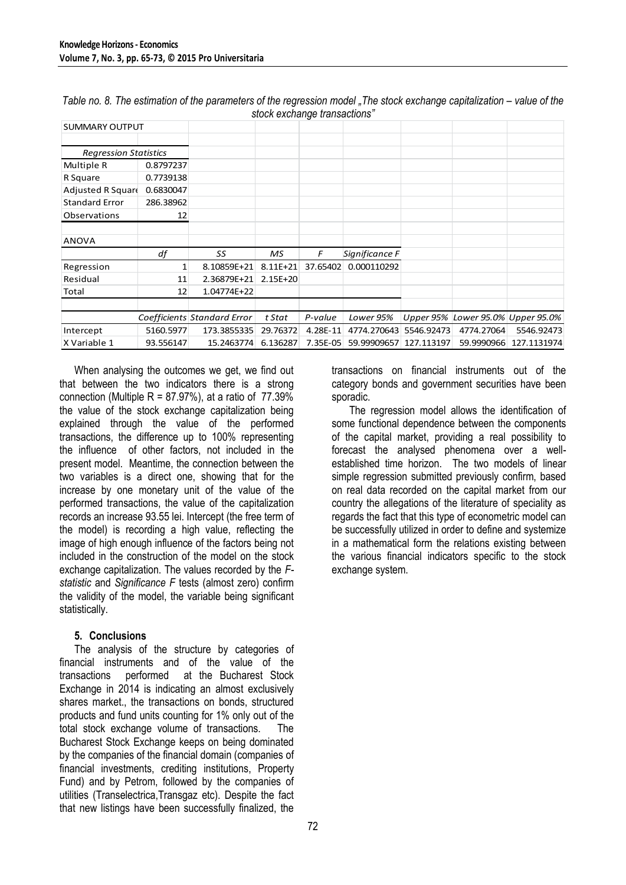*Table no. 8. The estimation of the parameters of the regression model „The stock exchange capitalization – value of the stock exchange transactions"*

| SUMMARY OUTPUT | | | | | | | | |
|---|---|---|---|---|---|---|---|---|
| | | | | | | | | |
| *Regression Statistics* | | | | | | | | |
| Multiple R | 0.8797237 | | | | | | | |
| R Square | 0.7739138 | | | | | | | |
| Adjusted R Square | 0.6830047 | | | | | | | |
| Standard Error | 286.38962 | | | | | | | |
| Observations | 12 | | | | | | | |
| | | | | | | | | |
| ANOVA | | | | | | | | |
| | *df* | *SS* | *MS* | *F* | *Significance F* | | | |
| Regression | 1 | 8.10859E+21 | 8.11E+21 | 37.65402 | 0.000110292 | | | |
| Residual | 11 | 2.36879E+21 | 2.15E+20 | | | | | |
| Total | 12 | 1.04774E+22 | | | | | | |
| | | | | | | | | |
| | *Coefficients* | *Standard Error* | *t Stat* | *P-value* | *Lower 95%* | *Upper 95%* | *Lower 95.0%* | *Upper 95.0%* |
| Intercept | 5160.5977 | 173.3855335 | 29.76372 | 4.28E-11 | 4774.270643 | 5546.92473 | 4774.27064 | 5546.92473 |
| X Variable 1 | 93.556147 | 15.2463774 | 6.136287 | 7.35E-05 | 59.99909657 | 127.113197 | 59.9990966 | 127.1131974 |

When analysing the outcomes we get, we find out that between the two indicators there is a strong connection (Multiple R = 87.97%), at a ratio of 77.39% the value of the stock exchange capitalization being explained through the value of the performed transactions, the difference up to 100% representing the influence of other factors, not included in the present model. Meantime, the connection between the two variables is a direct one, showing that for the increase by one monetary unit of the value of the performed transactions, the value of the capitalization records an increase 93.55 lei. Intercept (the free term of the model) is recording a high value, reflecting the image of high enough influence of the factors being not included in the construction of the model on the stock exchange capitalization. The values recorded by the *F-statistic* and *Significance F* tests (almost zero) confirm the validity of the model, the variable being significant statistically.

### 5. Conclusions

The analysis of the structure by categories of financial instruments and of the value of the transactions performed at the Bucharest Stock Exchange in 2014 is indicating an almost exclusively shares market., the transactions on bonds, structured products and fund units counting for 1% only out of the total stock exchange volume of transactions. The Bucharest Stock Exchange keeps on being dominated by the companies of the financial domain (companies of financial investments, crediting institutions, Property Fund) and by Petrom, followed by the companies of utilities (Transelectrica,Transgaz etc). Despite the fact that new listings have been successfully finalized, the transactions on financial instruments out of the category bonds and government securities have been sporadic.

The regression model allows the identification of some functional dependence between the components of the capital market, providing a real possibility to forecast the analysed phenomena over a well-established time horizon. The two models of linear simple regression submitted previously confirm, based on real data recorded on the capital market from our country the allegations of the literature of speciality as regards the fact that this type of econometric model can be successfully utilized in order to define and systemize in a mathematical form the relations existing between the various financial indicators specific to the stock exchange system.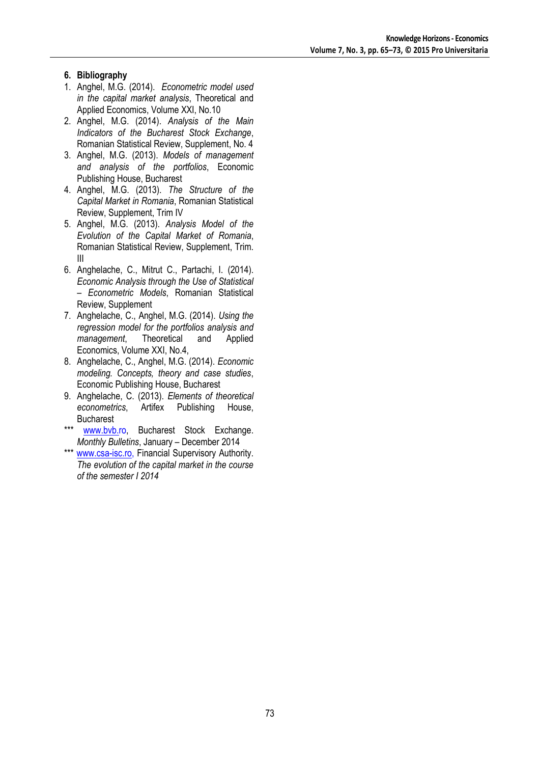## 6. Bibliography

1. Anghel, M.G. (2014). *Econometric model used in the capital market analysis*, Theoretical and Applied Economics, Volume XXI, No.10
2. Anghel, M.G. (2014). *Analysis of the Main Indicators of the Bucharest Stock Exchange*, Romanian Statistical Review, Supplement, No. 4
3. Anghel, M.G. (2013). *Models of management and analysis of the portfolios*, Economic Publishing House, Bucharest
4. Anghel, M.G. (2013). *The Structure of the Capital Market in Romania*, Romanian Statistical Review, Supplement, Trim IV
5. Anghel, M.G. (2013). *Analysis Model of the Evolution of the Capital Market of Romania*, Romanian Statistical Review, Supplement, Trim. III
6. Anghelache, C., Mitrut C., Partachi, I. (2014). *Economic Analysis through the Use of Statistical – Econometric Models*, Romanian Statistical Review, Supplement
7. Anghelache, C., Anghel, M.G. (2014). *Using the regression model for the portfolios analysis and management*, Theoretical and Applied Economics, Volume XXI, No.4,
8. Anghelache, C., Anghel, M.G. (2014). *Economic modeling. Concepts, theory and case studies*, Economic Publishing House, Bucharest
9. Anghelache, C. (2013). *Elements of theoretical econometrics*, Artifex Publishing House, Bucharest

*** www.bvb.ro, Bucharest Stock Exchange. *Monthly Bulletins*, January – December 2014

*** www.csa-isc.ro, Financial Supervisory Authority. *The evolution of the capital market in the course of the semester I 2014*